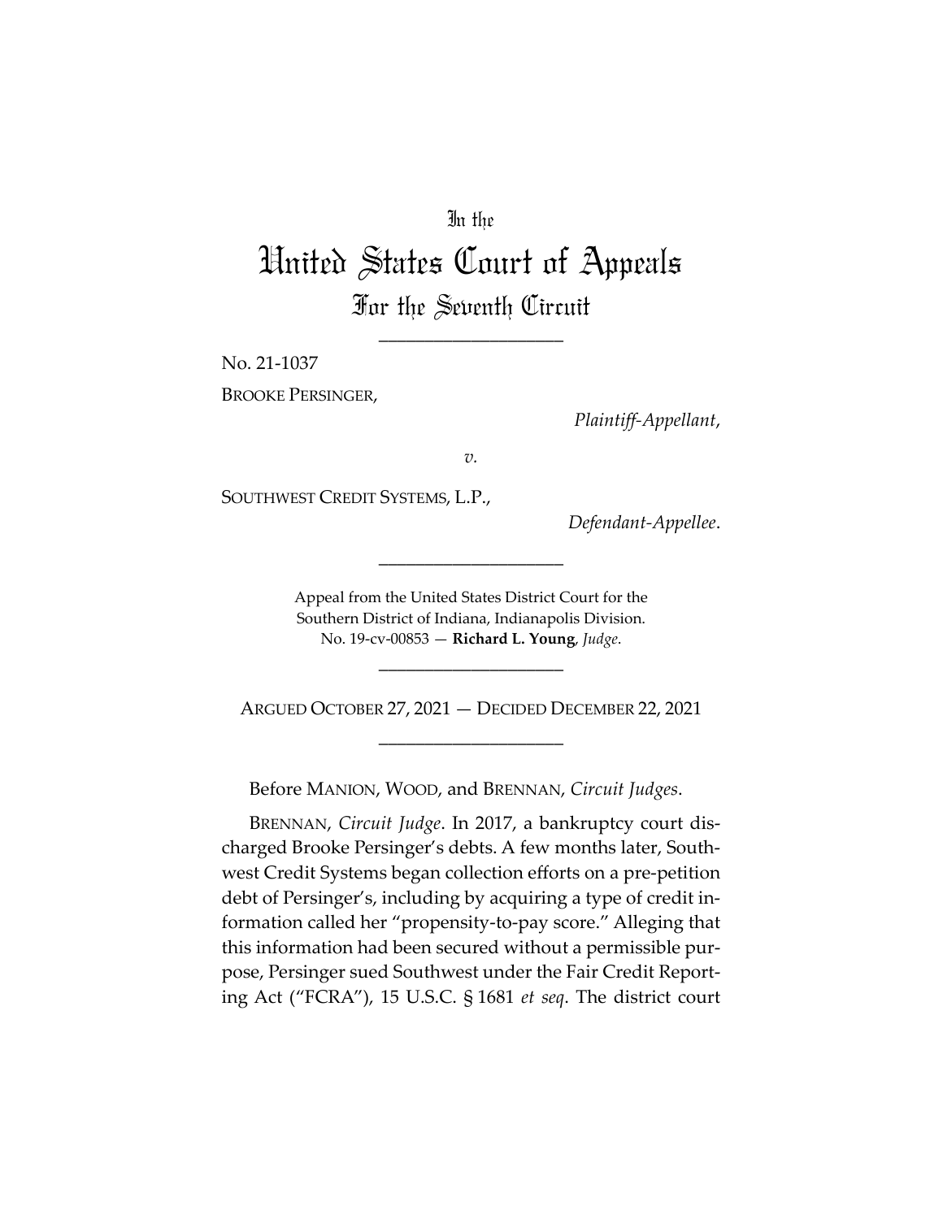In the

# United States Court of Appeals

## For the Seventh Circuit

---

No. 21-1037

BROOKE PERSINGER,

*Plaintiff-Appellant*,

*v.*

SOUTHWEST CREDIT SYSTEMS, L.P.,

*Defendant-Appellee*.

---

Appeal from the United States District Court for the Southern District of Indiana, Indianapolis Division.
No. 19-cv-00853 — **Richard L. Young**, *Judge*.

---

ARGUED OCTOBER 27, 2021 — DECIDED DECEMBER 22, 2021

---

Before MANION, WOOD, and BRENNAN, *Circuit Judges*.

BRENNAN, *Circuit Judge*. In 2017, a bankruptcy court discharged Brooke Persinger's debts. A few months later, Southwest Credit Systems began collection efforts on a pre-petition debt of Persinger's, including by acquiring a type of credit information called her "propensity-to-pay score." Alleging that this information had been secured without a permissible purpose, Persinger sued Southwest under the Fair Credit Reporting Act ("FCRA"), 15 U.S.C. § 1681 *et seq*. The district court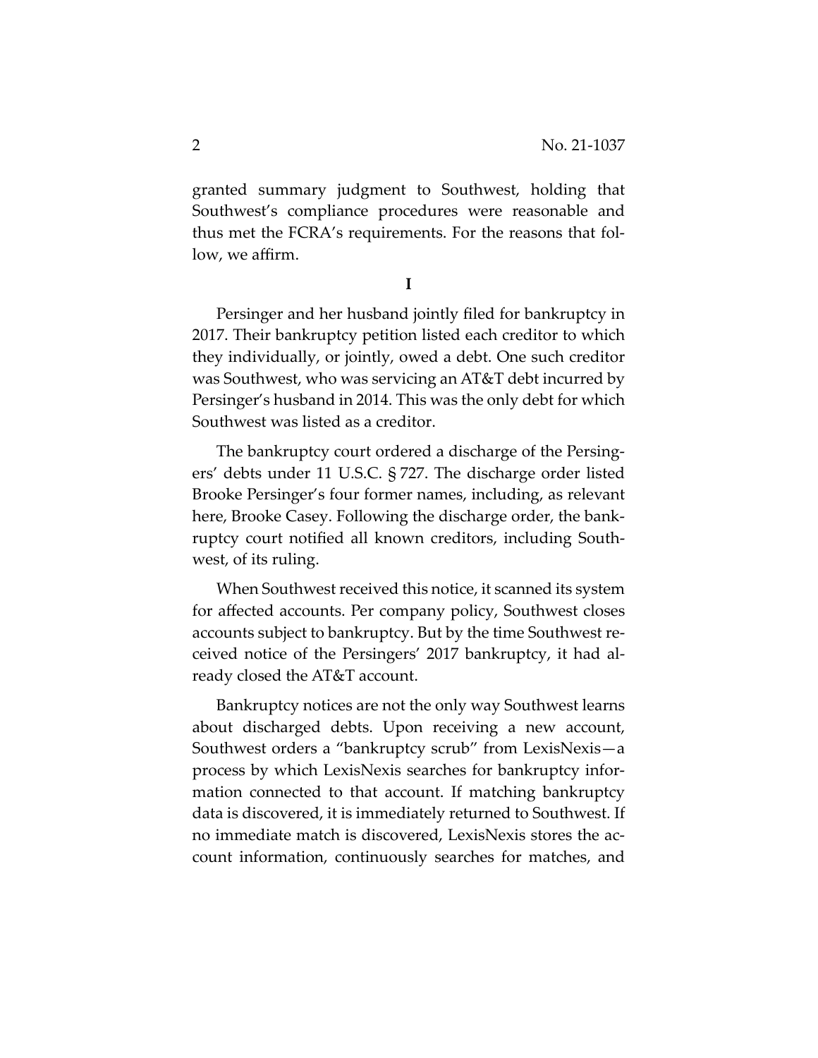granted summary judgment to Southwest, holding that Southwest's compliance procedures were reasonable and thus met the FCRA's requirements. For the reasons that follow, we affirm.

**I**

Persinger and her husband jointly filed for bankruptcy in 2017. Their bankruptcy petition listed each creditor to which they individually, or jointly, owed a debt. One such creditor was Southwest, who was servicing an AT&T debt incurred by Persinger's husband in 2014. This was the only debt for which Southwest was listed as a creditor.

The bankruptcy court ordered a discharge of the Persingers' debts under 11 U.S.C. § 727. The discharge order listed Brooke Persinger's four former names, including, as relevant here, Brooke Casey. Following the discharge order, the bankruptcy court notified all known creditors, including Southwest, of its ruling.

When Southwest received this notice, it scanned its system for affected accounts. Per company policy, Southwest closes accounts subject to bankruptcy. But by the time Southwest received notice of the Persingers' 2017 bankruptcy, it had already closed the AT&T account.

Bankruptcy notices are not the only way Southwest learns about discharged debts. Upon receiving a new account, Southwest orders a "bankruptcy scrub" from LexisNexis—a process by which LexisNexis searches for bankruptcy information connected to that account. If matching bankruptcy data is discovered, it is immediately returned to Southwest. If no immediate match is discovered, LexisNexis stores the account information, continuously searches for matches, and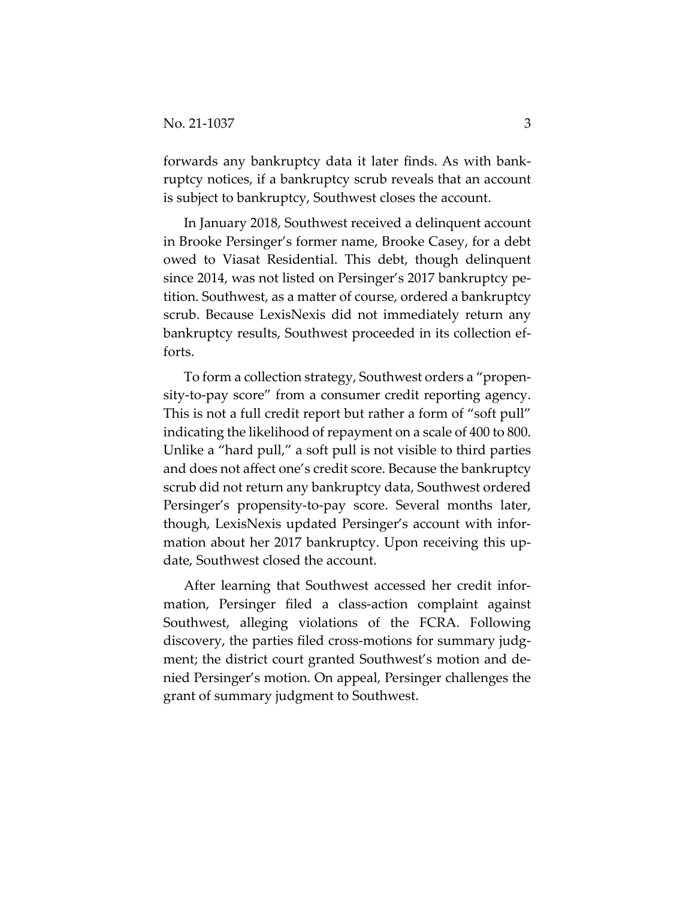forwards any bankruptcy data it later finds. As with bankruptcy notices, if a bankruptcy scrub reveals that an account is subject to bankruptcy, Southwest closes the account.

In January 2018, Southwest received a delinquent account in Brooke Persinger's former name, Brooke Casey, for a debt owed to Viasat Residential. This debt, though delinquent since 2014, was not listed on Persinger's 2017 bankruptcy petition. Southwest, as a matter of course, ordered a bankruptcy scrub. Because LexisNexis did not immediately return any bankruptcy results, Southwest proceeded in its collection efforts.

To form a collection strategy, Southwest orders a "propensity-to-pay score" from a consumer credit reporting agency. This is not a full credit report but rather a form of "soft pull" indicating the likelihood of repayment on a scale of 400 to 800. Unlike a "hard pull," a soft pull is not visible to third parties and does not affect one's credit score. Because the bankruptcy scrub did not return any bankruptcy data, Southwest ordered Persinger's propensity-to-pay score. Several months later, though, LexisNexis updated Persinger's account with information about her 2017 bankruptcy. Upon receiving this update, Southwest closed the account.

After learning that Southwest accessed her credit information, Persinger filed a class-action complaint against Southwest, alleging violations of the FCRA. Following discovery, the parties filed cross-motions for summary judgment; the district court granted Southwest's motion and denied Persinger's motion. On appeal, Persinger challenges the grant of summary judgment to Southwest.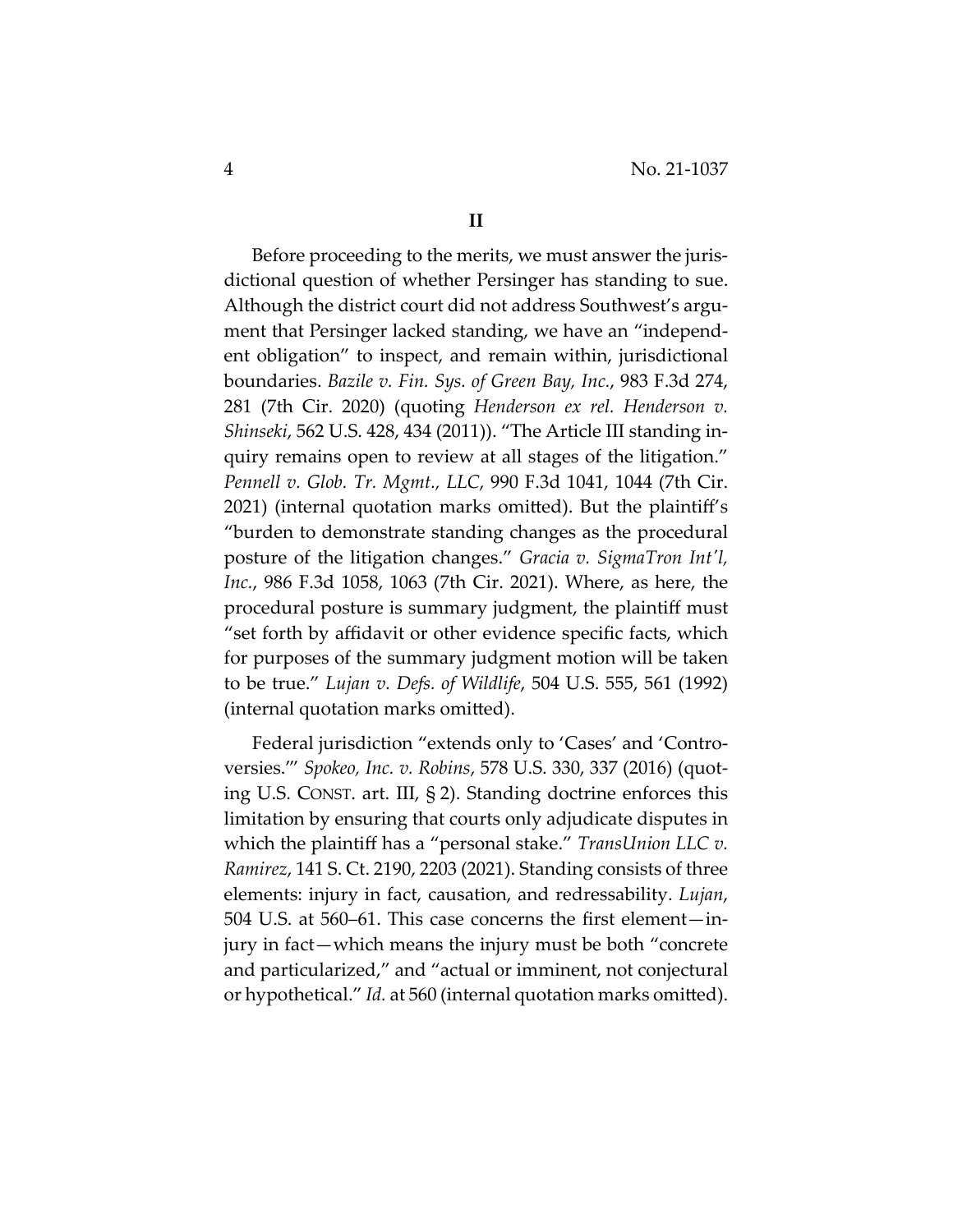## II

Before proceeding to the merits, we must answer the jurisdictional question of whether Persinger has standing to sue. Although the district court did not address Southwest's argument that Persinger lacked standing, we have an "independent obligation" to inspect, and remain within, jurisdictional boundaries. *Bazile v. Fin. Sys. of Green Bay, Inc.*, 983 F.3d 274, 281 (7th Cir. 2020) (quoting *Henderson ex rel. Henderson v. Shinseki*, 562 U.S. 428, 434 (2011)). "The Article III standing inquiry remains open to review at all stages of the litigation." *Pennell v. Glob. Tr. Mgmt., LLC*, 990 F.3d 1041, 1044 (7th Cir. 2021) (internal quotation marks omitted). But the plaintiff's "burden to demonstrate standing changes as the procedural posture of the litigation changes." *Gracia v. SigmaTron Int'l, Inc.*, 986 F.3d 1058, 1063 (7th Cir. 2021). Where, as here, the procedural posture is summary judgment, the plaintiff must "set forth by affidavit or other evidence specific facts, which for purposes of the summary judgment motion will be taken to be true." *Lujan v. Defs. of Wildlife*, 504 U.S. 555, 561 (1992) (internal quotation marks omitted).

Federal jurisdiction "extends only to 'Cases' and 'Controversies.'" *Spokeo, Inc. v. Robins*, 578 U.S. 330, 337 (2016) (quoting U.S. CONST. art. III, § 2). Standing doctrine enforces this limitation by ensuring that courts only adjudicate disputes in which the plaintiff has a "personal stake." *TransUnion LLC v. Ramirez*, 141 S. Ct. 2190, 2203 (2021). Standing consists of three elements: injury in fact, causation, and redressability. *Lujan*, 504 U.S. at 560–61. This case concerns the first element—injury in fact—which means the injury must be both "concrete and particularized," and "actual or imminent, not conjectural or hypothetical." *Id.* at 560 (internal quotation marks omitted).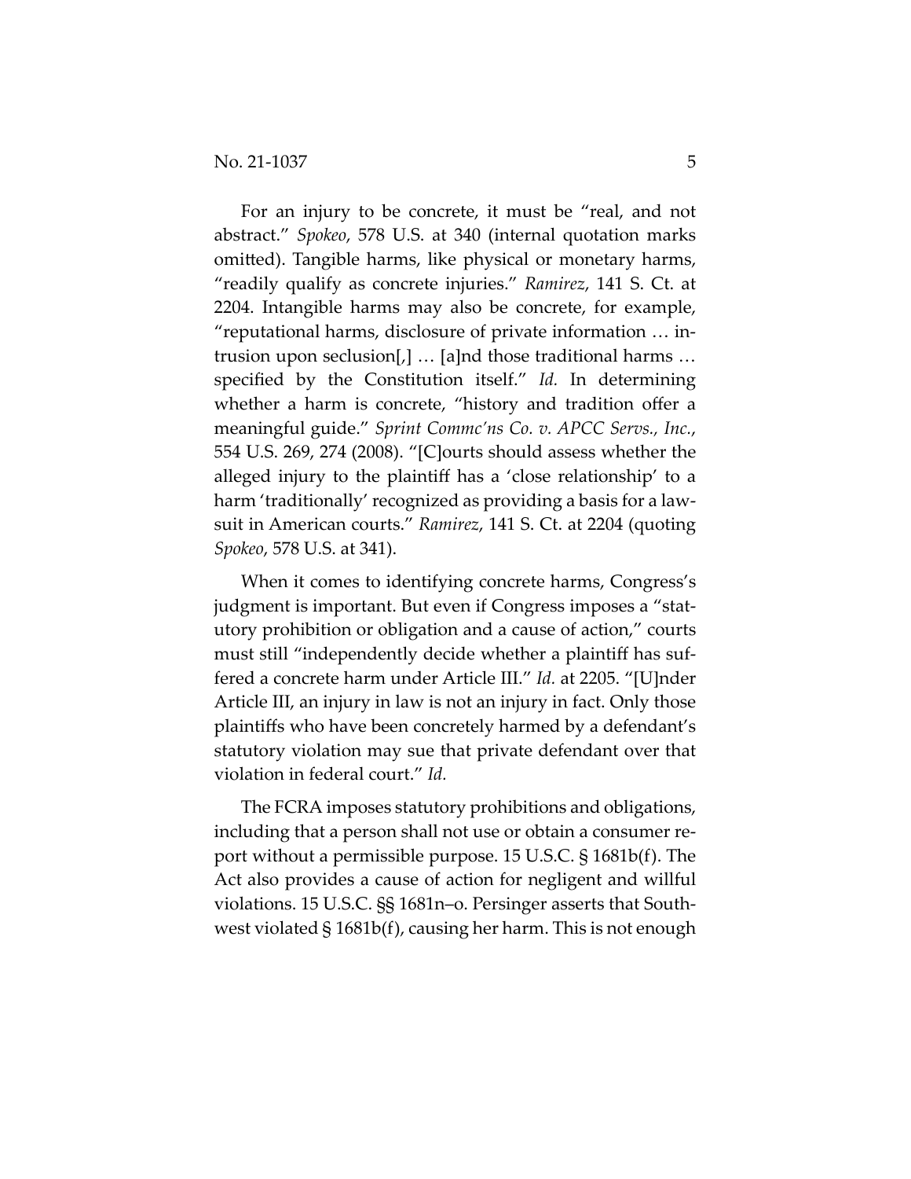For an injury to be concrete, it must be "real, and not abstract." *Spokeo*, 578 U.S. at 340 (internal quotation marks omitted). Tangible harms, like physical or monetary harms, "readily qualify as concrete injuries." *Ramirez*, 141 S. Ct. at 2204. Intangible harms may also be concrete, for example, "reputational harms, disclosure of private information … intrusion upon seclusion[,] … [a]nd those traditional harms … specified by the Constitution itself." *Id.* In determining whether a harm is concrete, "history and tradition offer a meaningful guide." *Sprint Commc'ns Co. v. APCC Servs., Inc.*, 554 U.S. 269, 274 (2008). "[C]ourts should assess whether the alleged injury to the plaintiff has a 'close relationship' to a harm 'traditionally' recognized as providing a basis for a lawsuit in American courts." *Ramirez*, 141 S. Ct. at 2204 (quoting *Spokeo*, 578 U.S. at 341).

When it comes to identifying concrete harms, Congress's judgment is important. But even if Congress imposes a "statutory prohibition or obligation and a cause of action," courts must still "independently decide whether a plaintiff has suffered a concrete harm under Article III." *Id.* at 2205. "[U]nder Article III, an injury in law is not an injury in fact. Only those plaintiffs who have been concretely harmed by a defendant's statutory violation may sue that private defendant over that violation in federal court." *Id.*

The FCRA imposes statutory prohibitions and obligations, including that a person shall not use or obtain a consumer report without a permissible purpose. 15 U.S.C. § 1681b(f). The Act also provides a cause of action for negligent and willful violations. 15 U.S.C. §§ 1681n–o. Persinger asserts that Southwest violated § 1681b(f), causing her harm. This is not enough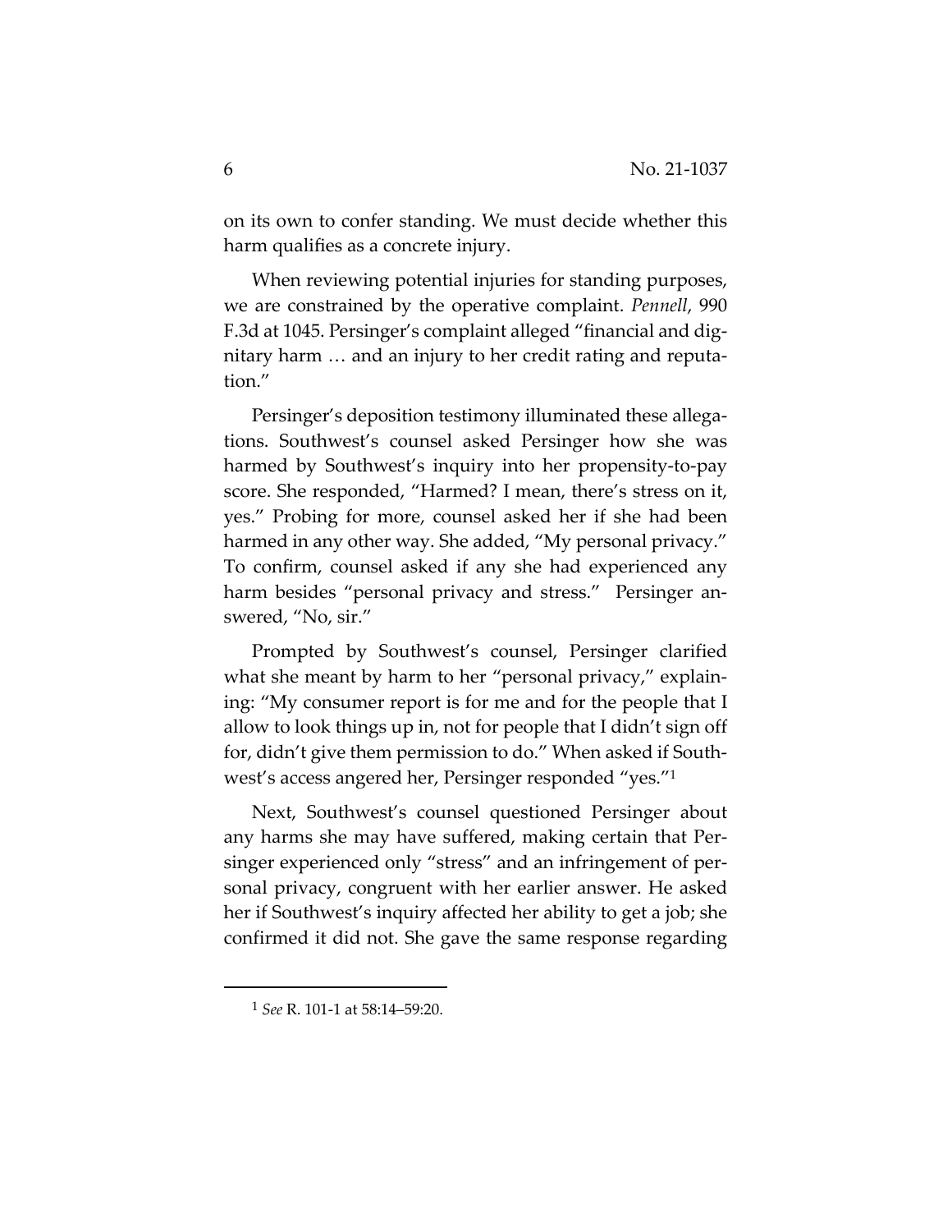on its own to confer standing. We must decide whether this harm qualifies as a concrete injury.

When reviewing potential injuries for standing purposes, we are constrained by the operative complaint. *Pennell*, 990 F.3d at 1045. Persinger's complaint alleged "financial and dignitary harm … and an injury to her credit rating and reputation."

Persinger's deposition testimony illuminated these allegations. Southwest's counsel asked Persinger how she was harmed by Southwest's inquiry into her propensity-to-pay score. She responded, "Harmed? I mean, there's stress on it, yes." Probing for more, counsel asked her if she had been harmed in any other way. She added, "My personal privacy." To confirm, counsel asked if any she had experienced any harm besides "personal privacy and stress." Persinger answered, "No, sir."

Prompted by Southwest's counsel, Persinger clarified what she meant by harm to her "personal privacy," explaining: "My consumer report is for me and for the people that I allow to look things up in, not for people that I didn't sign off for, didn't give them permission to do." When asked if Southwest's access angered her, Persinger responded "yes."[1]

Next, Southwest's counsel questioned Persinger about any harms she may have suffered, making certain that Persinger experienced only "stress" and an infringement of personal privacy, congruent with her earlier answer. He asked her if Southwest's inquiry affected her ability to get a job; she confirmed it did not. She gave the same response regarding

[1] *See* R. 101-1 at 58:14–59:20.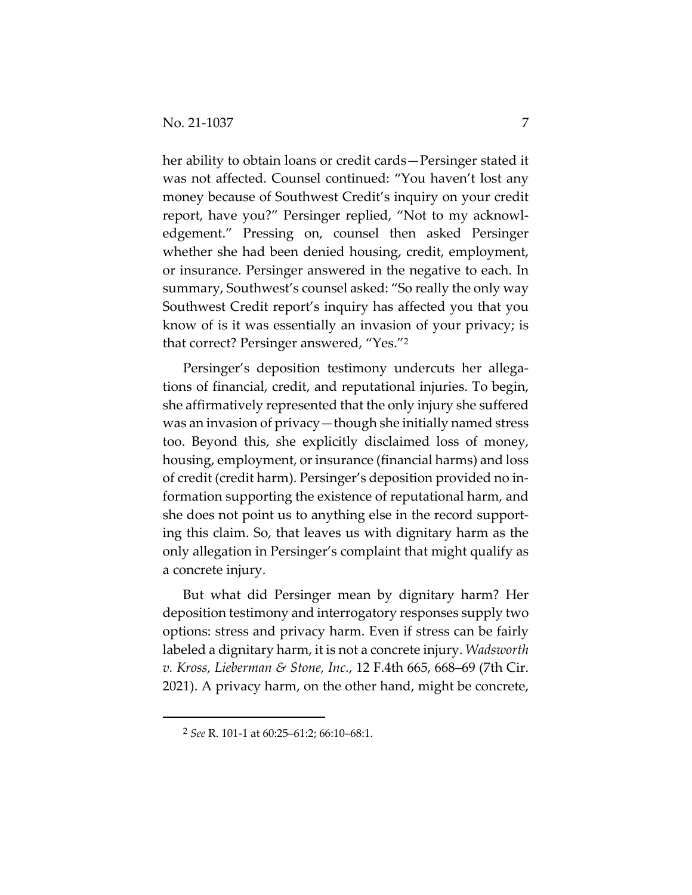her ability to obtain loans or credit cards—Persinger stated it was not affected. Counsel continued: "You haven't lost any money because of Southwest Credit's inquiry on your credit report, have you?" Persinger replied, "Not to my acknowledgement." Pressing on, counsel then asked Persinger whether she had been denied housing, credit, employment, or insurance. Persinger answered in the negative to each. In summary, Southwest's counsel asked: "So really the only way Southwest Credit report's inquiry has affected you that you know of is it was essentially an invasion of your privacy; is that correct? Persinger answered, "Yes."[2]

Persinger's deposition testimony undercuts her allegations of financial, credit, and reputational injuries. To begin, she affirmatively represented that the only injury she suffered was an invasion of privacy—though she initially named stress too. Beyond this, she explicitly disclaimed loss of money, housing, employment, or insurance (financial harms) and loss of credit (credit harm). Persinger's deposition provided no information supporting the existence of reputational harm, and she does not point us to anything else in the record supporting this claim. So, that leaves us with dignitary harm as the only allegation in Persinger's complaint that might qualify as a concrete injury.

But what did Persinger mean by dignitary harm? Her deposition testimony and interrogatory responses supply two options: stress and privacy harm. Even if stress can be fairly labeled a dignitary harm, it is not a concrete injury. *Wadsworth v. Kross, Lieberman & Stone, Inc.*, 12 F.4th 665, 668–69 (7th Cir. 2021). A privacy harm, on the other hand, might be concrete,

[2] *See* R. 101-1 at 60:25–61:2; 66:10–68:1.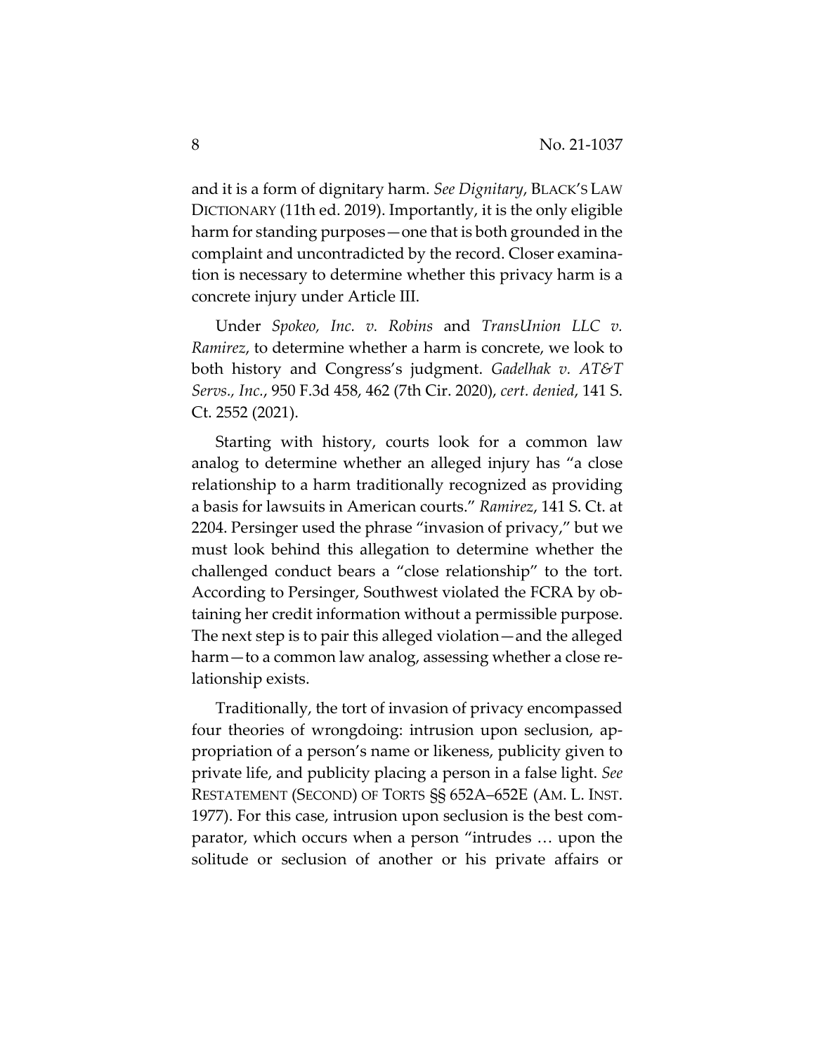and it is a form of dignitary harm. *See Dignitary*, BLACK'S LAW DICTIONARY (11th ed. 2019). Importantly, it is the only eligible harm for standing purposes—one that is both grounded in the complaint and uncontradicted by the record. Closer examination is necessary to determine whether this privacy harm is a concrete injury under Article III.

Under *Spokeo, Inc. v. Robins* and *TransUnion LLC v. Ramirez*, to determine whether a harm is concrete, we look to both history and Congress's judgment. *Gadelhak v. AT&T Servs., Inc.*, 950 F.3d 458, 462 (7th Cir. 2020), *cert. denied*, 141 S. Ct. 2552 (2021).

Starting with history, courts look for a common law analog to determine whether an alleged injury has "a close relationship to a harm traditionally recognized as providing a basis for lawsuits in American courts." *Ramirez*, 141 S. Ct. at 2204. Persinger used the phrase "invasion of privacy," but we must look behind this allegation to determine whether the challenged conduct bears a "close relationship" to the tort. According to Persinger, Southwest violated the FCRA by obtaining her credit information without a permissible purpose. The next step is to pair this alleged violation—and the alleged harm—to a common law analog, assessing whether a close relationship exists.

Traditionally, the tort of invasion of privacy encompassed four theories of wrongdoing: intrusion upon seclusion, appropriation of a person's name or likeness, publicity given to private life, and publicity placing a person in a false light. *See* RESTATEMENT (SECOND) OF TORTS §§ 652A–652E (AM. L. INST. 1977). For this case, intrusion upon seclusion is the best comparator, which occurs when a person "intrudes … upon the solitude or seclusion of another or his private affairs or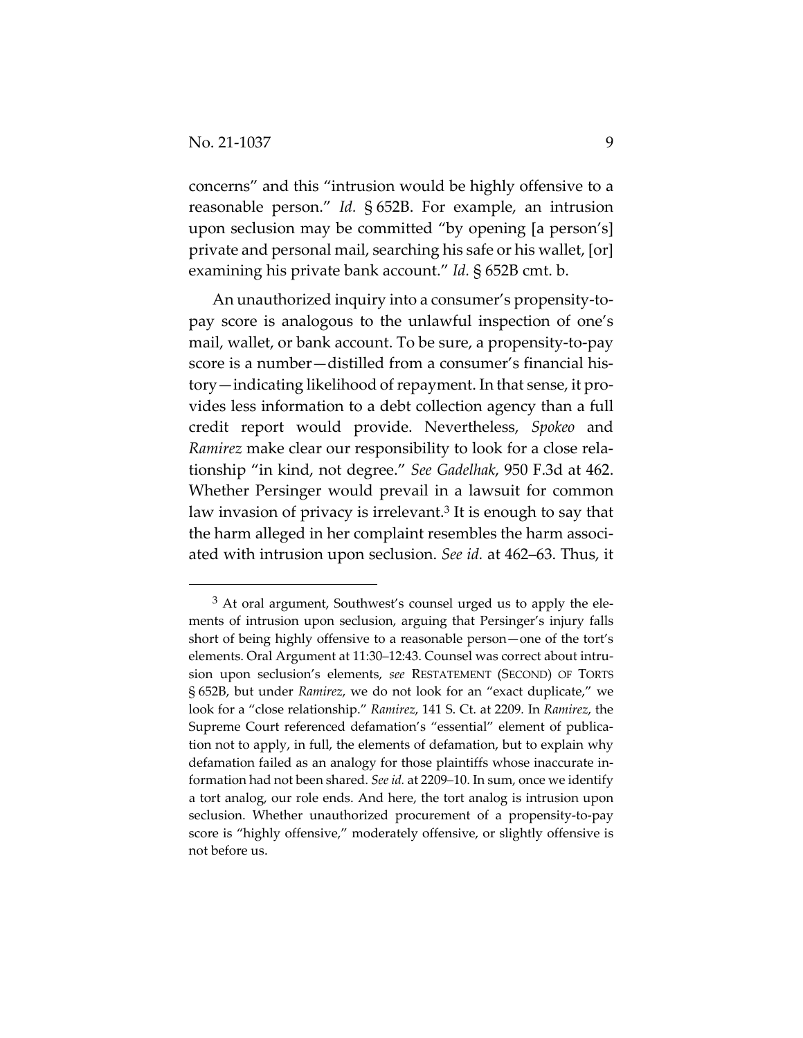concerns" and this "intrusion would be highly offensive to a reasonable person." *Id.* § 652B. For example, an intrusion upon seclusion may be committed "by opening [a person's] private and personal mail, searching his safe or his wallet, [or] examining his private bank account." *Id.* § 652B cmt. b.

An unauthorized inquiry into a consumer's propensity-to-pay score is analogous to the unlawful inspection of one's mail, wallet, or bank account. To be sure, a propensity-to-pay score is a number—distilled from a consumer's financial history—indicating likelihood of repayment. In that sense, it provides less information to a debt collection agency than a full credit report would provide. Nevertheless, *Spokeo* and *Ramirez* make clear our responsibility to look for a close relationship "in kind, not degree." *See Gadelhak*, 950 F.3d at 462. Whether Persinger would prevail in a lawsuit for common law invasion of privacy is irrelevant.[3] It is enough to say that the harm alleged in her complaint resembles the harm associated with intrusion upon seclusion. *See id.* at 462–63. Thus, it

---

[3] At oral argument, Southwest's counsel urged us to apply the elements of intrusion upon seclusion, arguing that Persinger's injury falls short of being highly offensive to a reasonable person—one of the tort's elements. Oral Argument at 11:30–12:43. Counsel was correct about intrusion upon seclusion's elements, *see* RESTATEMENT (SECOND) OF TORTS § 652B, but under *Ramirez*, we do not look for an "exact duplicate," we look for a "close relationship." *Ramirez*, 141 S. Ct. at 2209. In *Ramirez*, the Supreme Court referenced defamation's "essential" element of publication not to apply, in full, the elements of defamation, but to explain why defamation failed as an analogy for those plaintiffs whose inaccurate information had not been shared. *See id.* at 2209–10. In sum, once we identify a tort analog, our role ends. And here, the tort analog is intrusion upon seclusion. Whether unauthorized procurement of a propensity-to-pay score is "highly offensive," moderately offensive, or slightly offensive is not before us.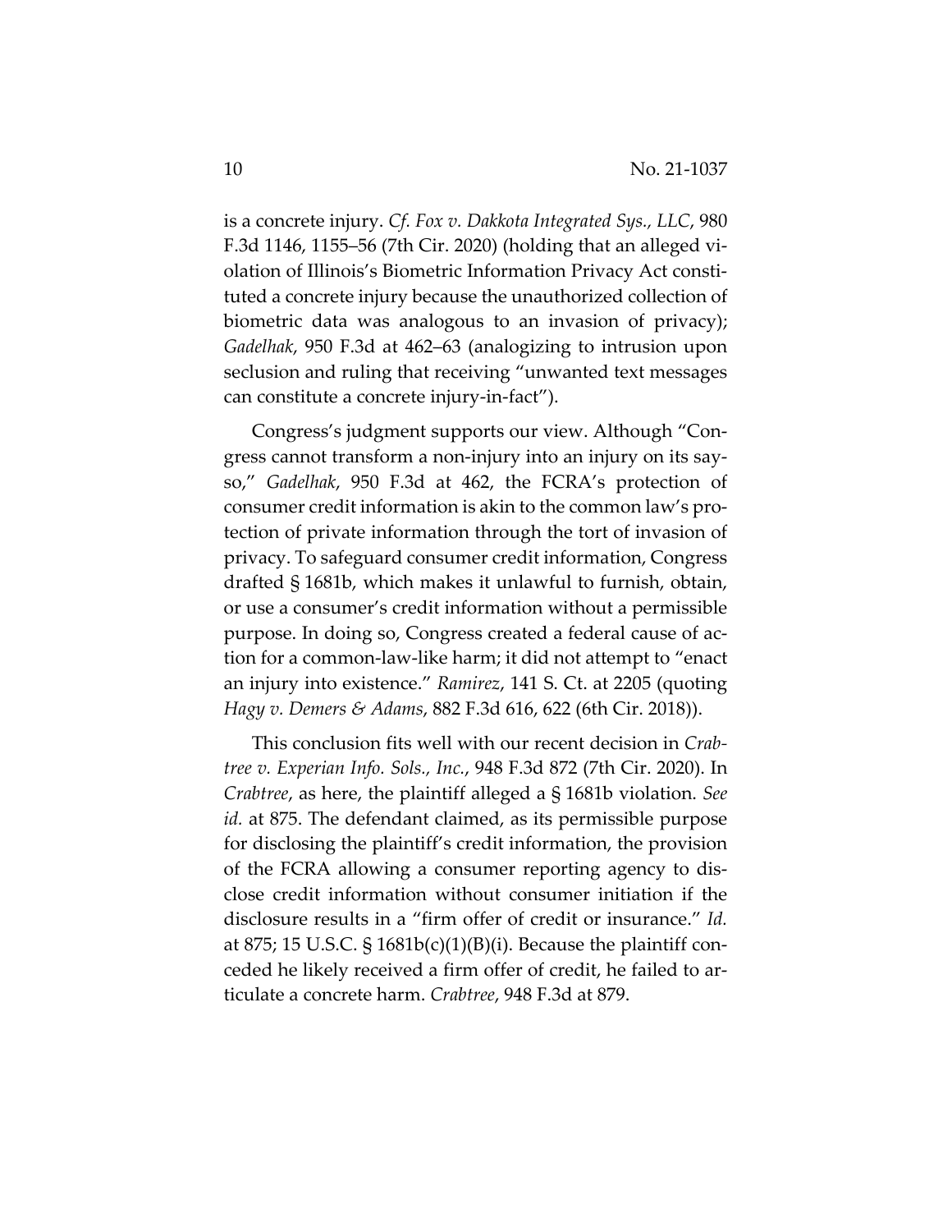is a concrete injury. *Cf. Fox v. Dakkota Integrated Sys., LLC*, 980 F.3d 1146, 1155–56 (7th Cir. 2020) (holding that an alleged violation of Illinois's Biometric Information Privacy Act constituted a concrete injury because the unauthorized collection of biometric data was analogous to an invasion of privacy); *Gadelhak*, 950 F.3d at 462–63 (analogizing to intrusion upon seclusion and ruling that receiving "unwanted text messages can constitute a concrete injury-in-fact").

Congress's judgment supports our view. Although "Congress cannot transform a non-injury into an injury on its say-so," *Gadelhak*, 950 F.3d at 462, the FCRA's protection of consumer credit information is akin to the common law's protection of private information through the tort of invasion of privacy. To safeguard consumer credit information, Congress drafted § 1681b, which makes it unlawful to furnish, obtain, or use a consumer's credit information without a permissible purpose. In doing so, Congress created a federal cause of action for a common-law-like harm; it did not attempt to "enact an injury into existence." *Ramirez*, 141 S. Ct. at 2205 (quoting *Hagy v. Demers & Adams*, 882 F.3d 616, 622 (6th Cir. 2018)).

This conclusion fits well with our recent decision in *Crabtree v. Experian Info. Sols., Inc.*, 948 F.3d 872 (7th Cir. 2020). In *Crabtree*, as here, the plaintiff alleged a § 1681b violation. *See id.* at 875. The defendant claimed, as its permissible purpose for disclosing the plaintiff's credit information, the provision of the FCRA allowing a consumer reporting agency to disclose credit information without consumer initiation if the disclosure results in a "firm offer of credit or insurance." *Id.* at 875; 15 U.S.C. § 1681b(c)(1)(B)(i). Because the plaintiff conceded he likely received a firm offer of credit, he failed to articulate a concrete harm. *Crabtree*, 948 F.3d at 879.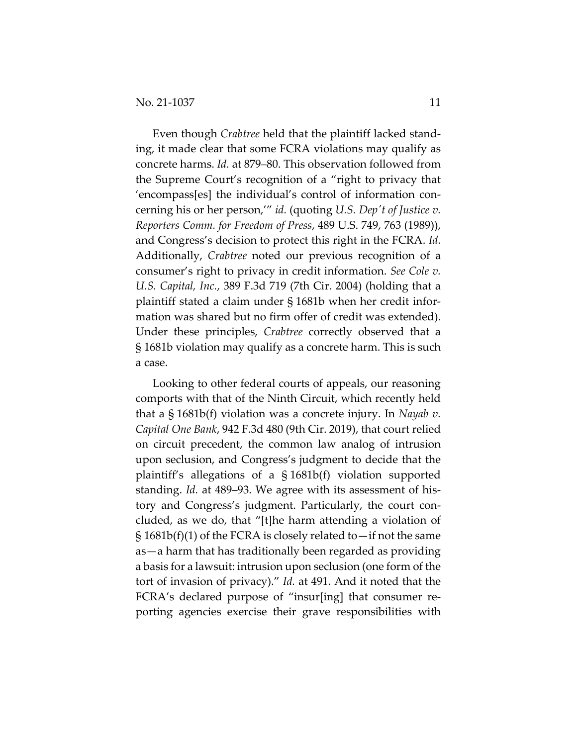Even though *Crabtree* held that the plaintiff lacked standing, it made clear that some FCRA violations may qualify as concrete harms. *Id.* at 879–80. This observation followed from the Supreme Court's recognition of a "right to privacy that 'encompass[es] the individual's control of information concerning his or her person,'" *id.* (quoting *U.S. Dep't of Justice v. Reporters Comm. for Freedom of Press*, 489 U.S. 749, 763 (1989)), and Congress's decision to protect this right in the FCRA. *Id.* Additionally, *Crabtree* noted our previous recognition of a consumer's right to privacy in credit information. *See Cole v. U.S. Capital, Inc.*, 389 F.3d 719 (7th Cir. 2004) (holding that a plaintiff stated a claim under § 1681b when her credit information was shared but no firm offer of credit was extended). Under these principles, *Crabtree* correctly observed that a § 1681b violation may qualify as a concrete harm. This is such a case.

Looking to other federal courts of appeals, our reasoning comports with that of the Ninth Circuit, which recently held that a § 1681b(f) violation was a concrete injury. In *Nayab v. Capital One Bank*, 942 F.3d 480 (9th Cir. 2019), that court relied on circuit precedent, the common law analog of intrusion upon seclusion, and Congress's judgment to decide that the plaintiff's allegations of a § 1681b(f) violation supported standing. *Id.* at 489–93. We agree with its assessment of history and Congress's judgment. Particularly, the court concluded, as we do, that "[t]he harm attending a violation of § 1681b(f)(1) of the FCRA is closely related to—if not the same as—a harm that has traditionally been regarded as providing a basis for a lawsuit: intrusion upon seclusion (one form of the tort of invasion of privacy)." *Id.* at 491. And it noted that the FCRA's declared purpose of "insur[ing] that consumer reporting agencies exercise their grave responsibilities with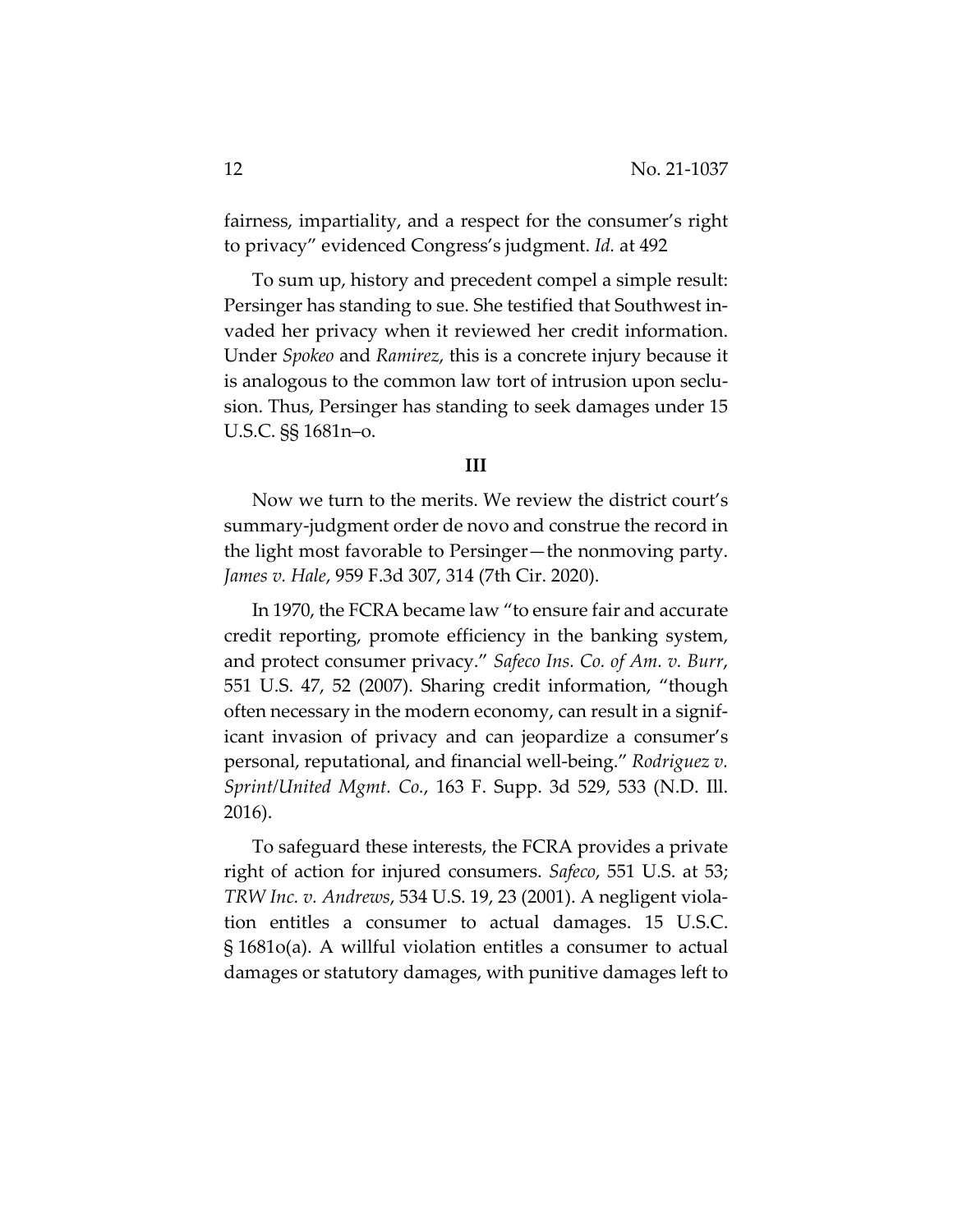fairness, impartiality, and a respect for the consumer's right to privacy" evidenced Congress's judgment. *Id.* at 492

To sum up, history and precedent compel a simple result: Persinger has standing to sue. She testified that Southwest invaded her privacy when it reviewed her credit information. Under *Spokeo* and *Ramirez*, this is a concrete injury because it is analogous to the common law tort of intrusion upon seclusion. Thus, Persinger has standing to seek damages under 15 U.S.C. §§ 1681n–o.

**III**

Now we turn to the merits. We review the district court's summary-judgment order de novo and construe the record in the light most favorable to Persinger—the nonmoving party. *James v. Hale*, 959 F.3d 307, 314 (7th Cir. 2020).

In 1970, the FCRA became law "to ensure fair and accurate credit reporting, promote efficiency in the banking system, and protect consumer privacy." *Safeco Ins. Co. of Am. v. Burr*, 551 U.S. 47, 52 (2007). Sharing credit information, "though often necessary in the modern economy, can result in a significant invasion of privacy and can jeopardize a consumer's personal, reputational, and financial well-being." *Rodriguez v. Sprint/United Mgmt. Co.*, 163 F. Supp. 3d 529, 533 (N.D. Ill. 2016).

To safeguard these interests, the FCRA provides a private right of action for injured consumers. *Safeco*, 551 U.S. at 53; *TRW Inc. v. Andrews*, 534 U.S. 19, 23 (2001). A negligent violation entitles a consumer to actual damages. 15 U.S.C. § 1681o(a). A willful violation entitles a consumer to actual damages or statutory damages, with punitive damages left to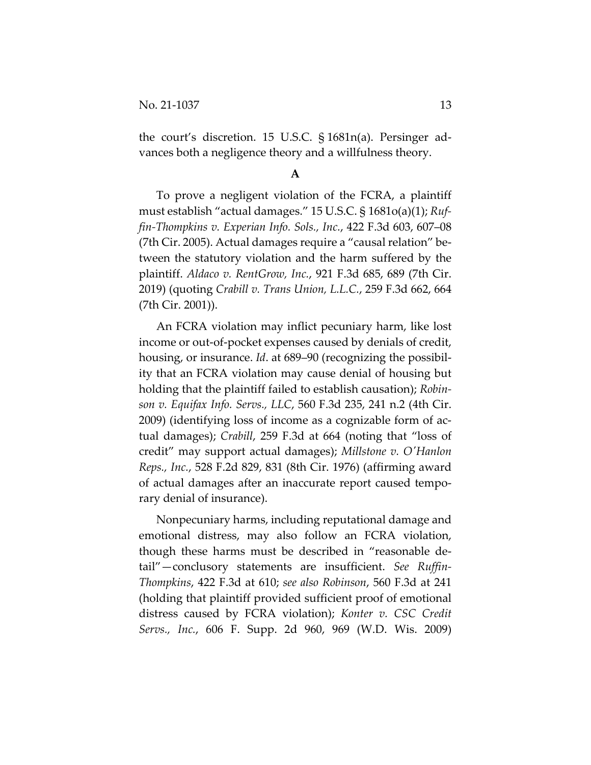the court's discretion. 15 U.S.C. § 1681n(a). Persinger advances both a negligence theory and a willfulness theory.

**A**

To prove a negligent violation of the FCRA, a plaintiff must establish "actual damages." 15 U.S.C. § 1681o(a)(1); *Ruffin-Thompkins v. Experian Info. Sols., Inc.*, 422 F.3d 603, 607–08 (7th Cir. 2005). Actual damages require a "causal relation" between the statutory violation and the harm suffered by the plaintiff. *Aldaco v. RentGrow, Inc.*, 921 F.3d 685, 689 (7th Cir. 2019) (quoting *Crabill v. Trans Union, L.L.C.*, 259 F.3d 662, 664 (7th Cir. 2001)).

An FCRA violation may inflict pecuniary harm, like lost income or out-of-pocket expenses caused by denials of credit, housing, or insurance. *Id*. at 689–90 (recognizing the possibility that an FCRA violation may cause denial of housing but holding that the plaintiff failed to establish causation); *Robinson v. Equifax Info. Servs., LLC*, 560 F.3d 235, 241 n.2 (4th Cir. 2009) (identifying loss of income as a cognizable form of actual damages); *Crabill*, 259 F.3d at 664 (noting that "loss of credit" may support actual damages); *Millstone v. O'Hanlon Reps., Inc.*, 528 F.2d 829, 831 (8th Cir. 1976) (affirming award of actual damages after an inaccurate report caused temporary denial of insurance).

Nonpecuniary harms, including reputational damage and emotional distress, may also follow an FCRA violation, though these harms must be described in "reasonable detail"—conclusory statements are insufficient. *See Ruffin-Thompkins*, 422 F.3d at 610; *see also Robinson*, 560 F.3d at 241 (holding that plaintiff provided sufficient proof of emotional distress caused by FCRA violation); *Konter v. CSC Credit Servs., Inc.*, 606 F. Supp. 2d 960, 969 (W.D. Wis. 2009)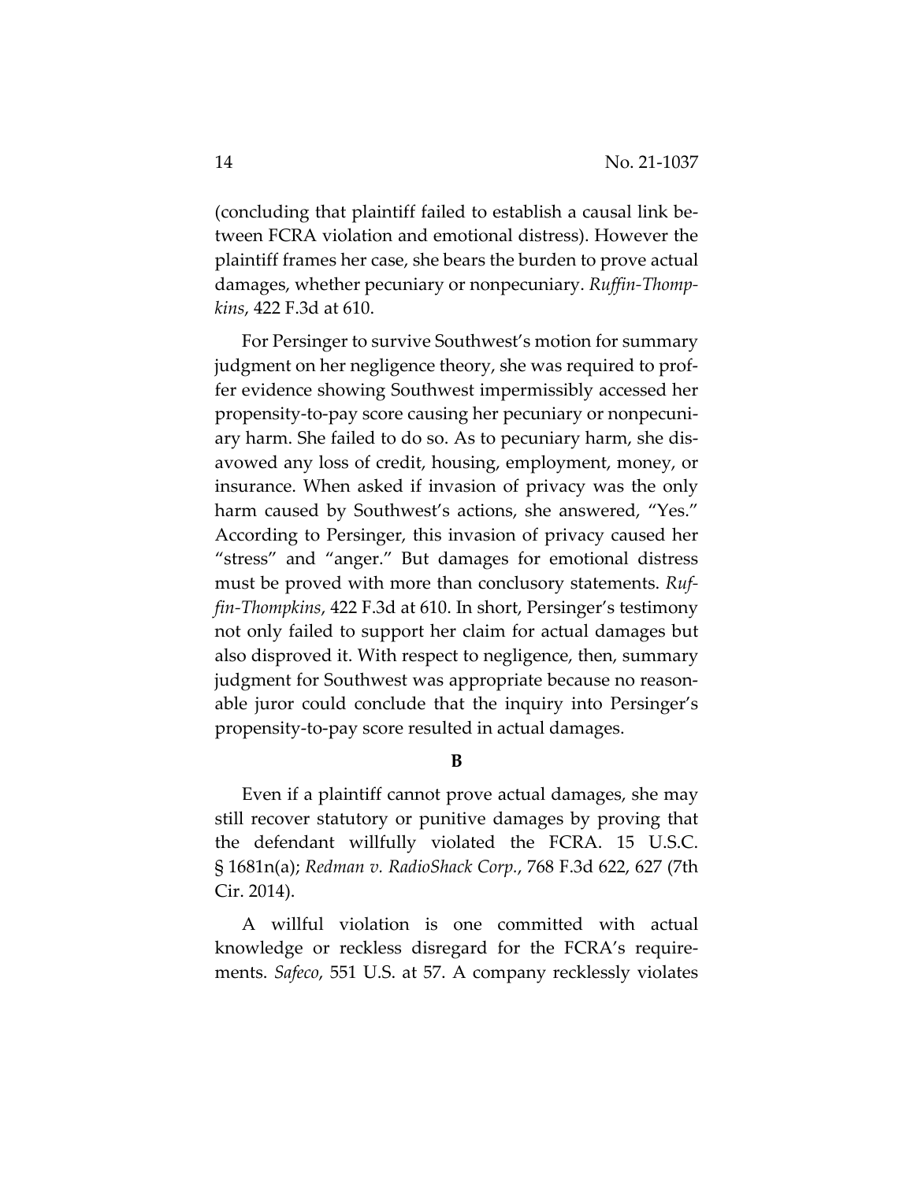(concluding that plaintiff failed to establish a causal link between FCRA violation and emotional distress). However the plaintiff frames her case, she bears the burden to prove actual damages, whether pecuniary or nonpecuniary. *Ruffin-Thompkins*, 422 F.3d at 610.

For Persinger to survive Southwest's motion for summary judgment on her negligence theory, she was required to proffer evidence showing Southwest impermissibly accessed her propensity-to-pay score causing her pecuniary or nonpecuniary harm. She failed to do so. As to pecuniary harm, she disavowed any loss of credit, housing, employment, money, or insurance. When asked if invasion of privacy was the only harm caused by Southwest's actions, she answered, "Yes." According to Persinger, this invasion of privacy caused her "stress" and "anger." But damages for emotional distress must be proved with more than conclusory statements. *Ruffin-Thompkins*, 422 F.3d at 610. In short, Persinger's testimony not only failed to support her claim for actual damages but also disproved it. With respect to negligence, then, summary judgment for Southwest was appropriate because no reasonable juror could conclude that the inquiry into Persinger's propensity-to-pay score resulted in actual damages.

**B**

Even if a plaintiff cannot prove actual damages, she may still recover statutory or punitive damages by proving that the defendant willfully violated the FCRA. 15 U.S.C. § 1681n(a); *Redman v. RadioShack Corp.*, 768 F.3d 622, 627 (7th Cir. 2014).

A willful violation is one committed with actual knowledge or reckless disregard for the FCRA's requirements. *Safeco*, 551 U.S. at 57. A company recklessly violates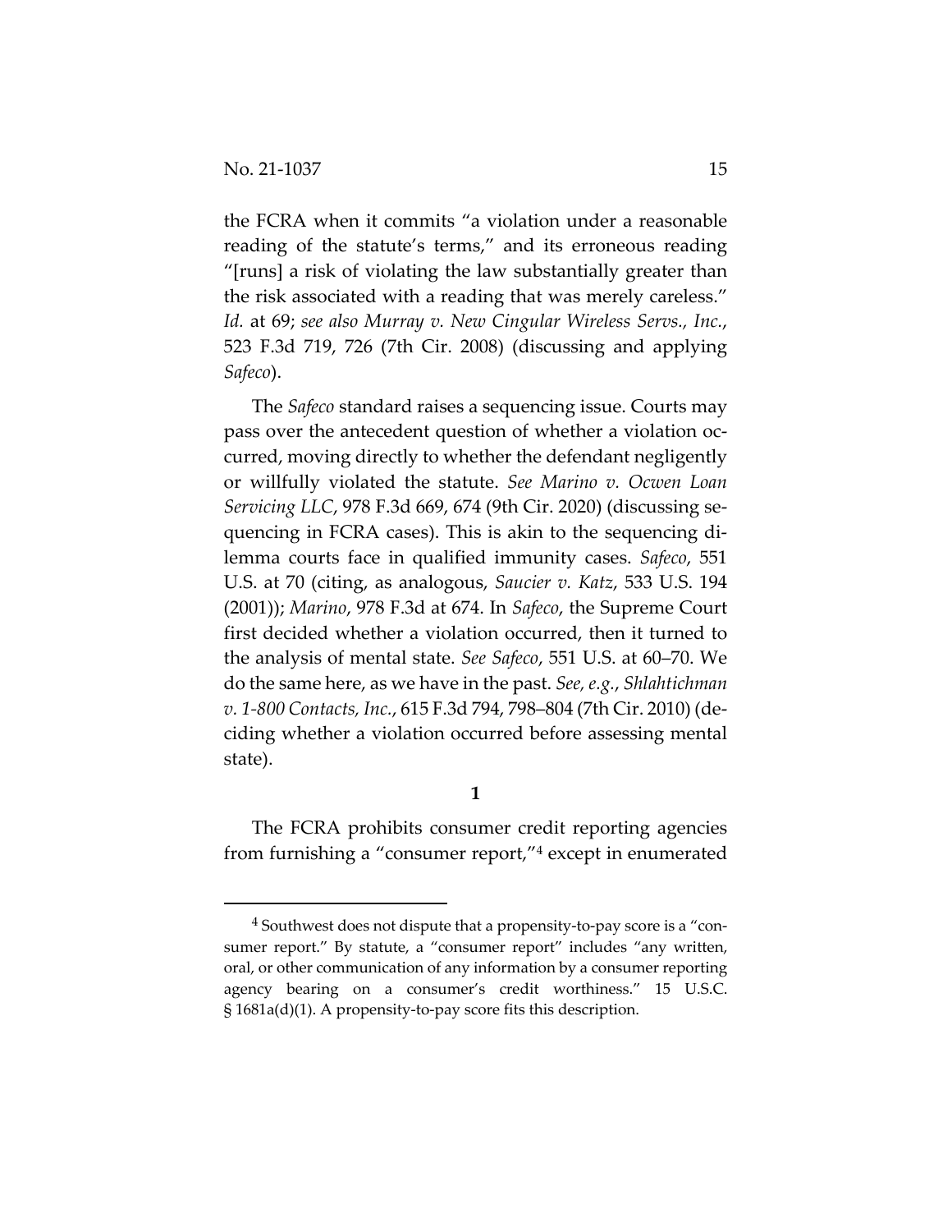the FCRA when it commits "a violation under a reasonable reading of the statute's terms," and its erroneous reading "[runs] a risk of violating the law substantially greater than the risk associated with a reading that was merely careless." *Id.* at 69; *see also Murray v. New Cingular Wireless Servs., Inc.*, 523 F.3d 719, 726 (7th Cir. 2008) (discussing and applying *Safeco*).

The *Safeco* standard raises a sequencing issue. Courts may pass over the antecedent question of whether a violation occurred, moving directly to whether the defendant negligently or willfully violated the statute. *See Marino v. Ocwen Loan Servicing LLC*, 978 F.3d 669, 674 (9th Cir. 2020) (discussing sequencing in FCRA cases). This is akin to the sequencing dilemma courts face in qualified immunity cases. *Safeco*, 551 U.S. at 70 (citing, as analogous, *Saucier v. Katz*, 533 U.S. 194 (2001)); *Marino*, 978 F.3d at 674. In *Safeco*, the Supreme Court first decided whether a violation occurred, then it turned to the analysis of mental state. *See Safeco*, 551 U.S. at 60–70. We do the same here, as we have in the past. *See, e.g.*, *Shlahtichman v. 1-800 Contacts, Inc.*, 615 F.3d 794, 798–804 (7th Cir. 2010) (deciding whether a violation occurred before assessing mental state).

**1**

The FCRA prohibits consumer credit reporting agencies from furnishing a "consumer report,"[4] except in enumerated

[4] Southwest does not dispute that a propensity-to-pay score is a "consumer report." By statute, a "consumer report" includes "any written, oral, or other communication of any information by a consumer reporting agency bearing on a consumer's credit worthiness." 15 U.S.C. § 1681a(d)(1). A propensity-to-pay score fits this description.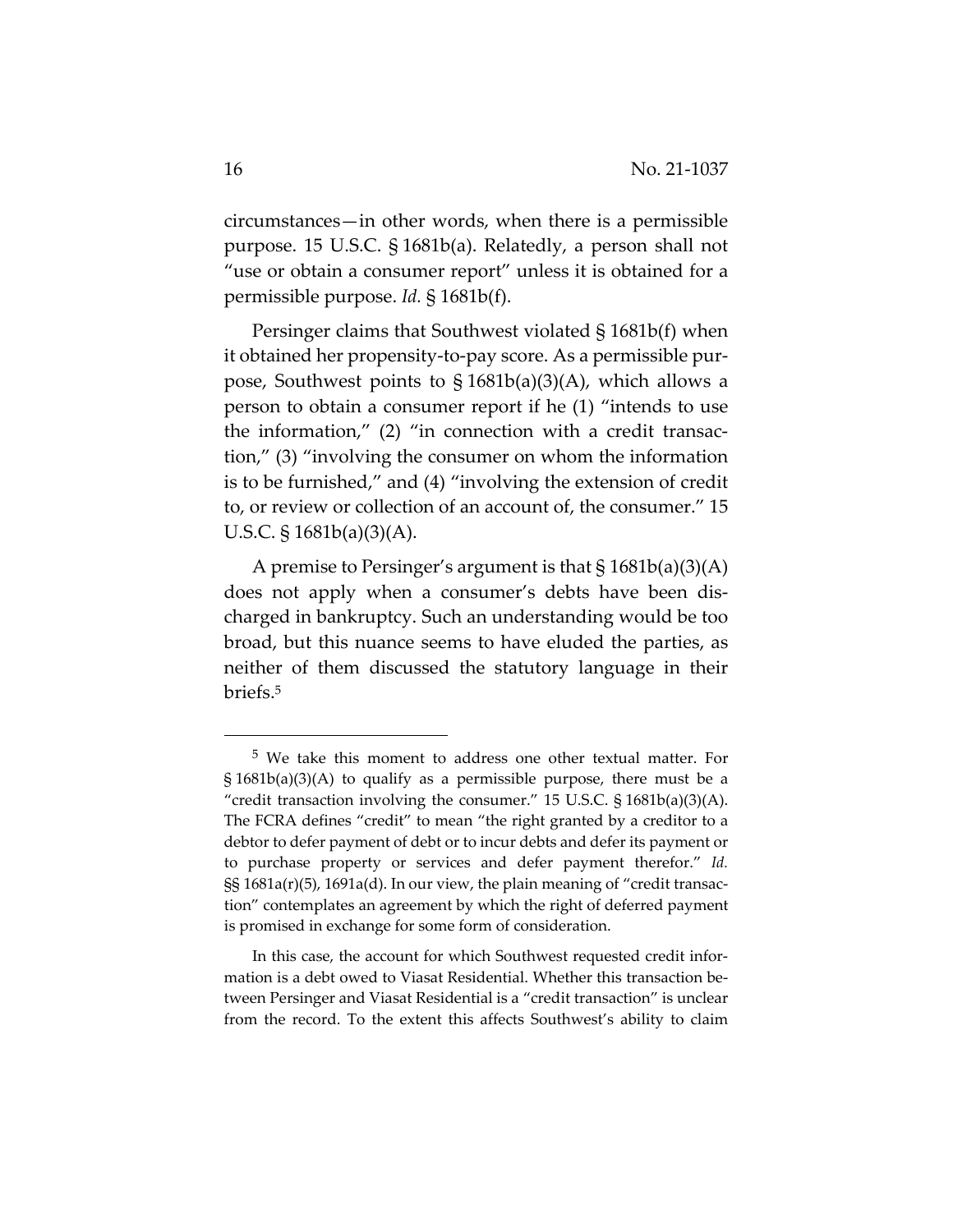circumstances—in other words, when there is a permissible purpose. 15 U.S.C. § 1681b(a). Relatedly, a person shall not "use or obtain a consumer report" unless it is obtained for a permissible purpose. *Id.* § 1681b(f).

Persinger claims that Southwest violated § 1681b(f) when it obtained her propensity-to-pay score. As a permissible purpose, Southwest points to § 1681b(a)(3)(A), which allows a person to obtain a consumer report if he (1) "intends to use the information," (2) "in connection with a credit transaction," (3) "involving the consumer on whom the information is to be furnished," and (4) "involving the extension of credit to, or review or collection of an account of, the consumer." 15 U.S.C. § 1681b(a)(3)(A).

A premise to Persinger's argument is that § 1681b(a)(3)(A) does not apply when a consumer's debts have been discharged in bankruptcy. Such an understanding would be too broad, but this nuance seems to have eluded the parties, as neither of them discussed the statutory language in their briefs.[5]

---

[5] We take this moment to address one other textual matter. For § 1681b(a)(3)(A) to qualify as a permissible purpose, there must be a "credit transaction involving the consumer." 15 U.S.C. § 1681b(a)(3)(A). The FCRA defines "credit" to mean "the right granted by a creditor to a debtor to defer payment of debt or to incur debts and defer its payment or to purchase property or services and defer payment therefor." *Id.* §§ 1681a(r)(5), 1691a(d). In our view, the plain meaning of "credit transaction" contemplates an agreement by which the right of deferred payment is promised in exchange for some form of consideration.

In this case, the account for which Southwest requested credit information is a debt owed to Viasat Residential. Whether this transaction between Persinger and Viasat Residential is a "credit transaction" is unclear from the record. To the extent this affects Southwest's ability to claim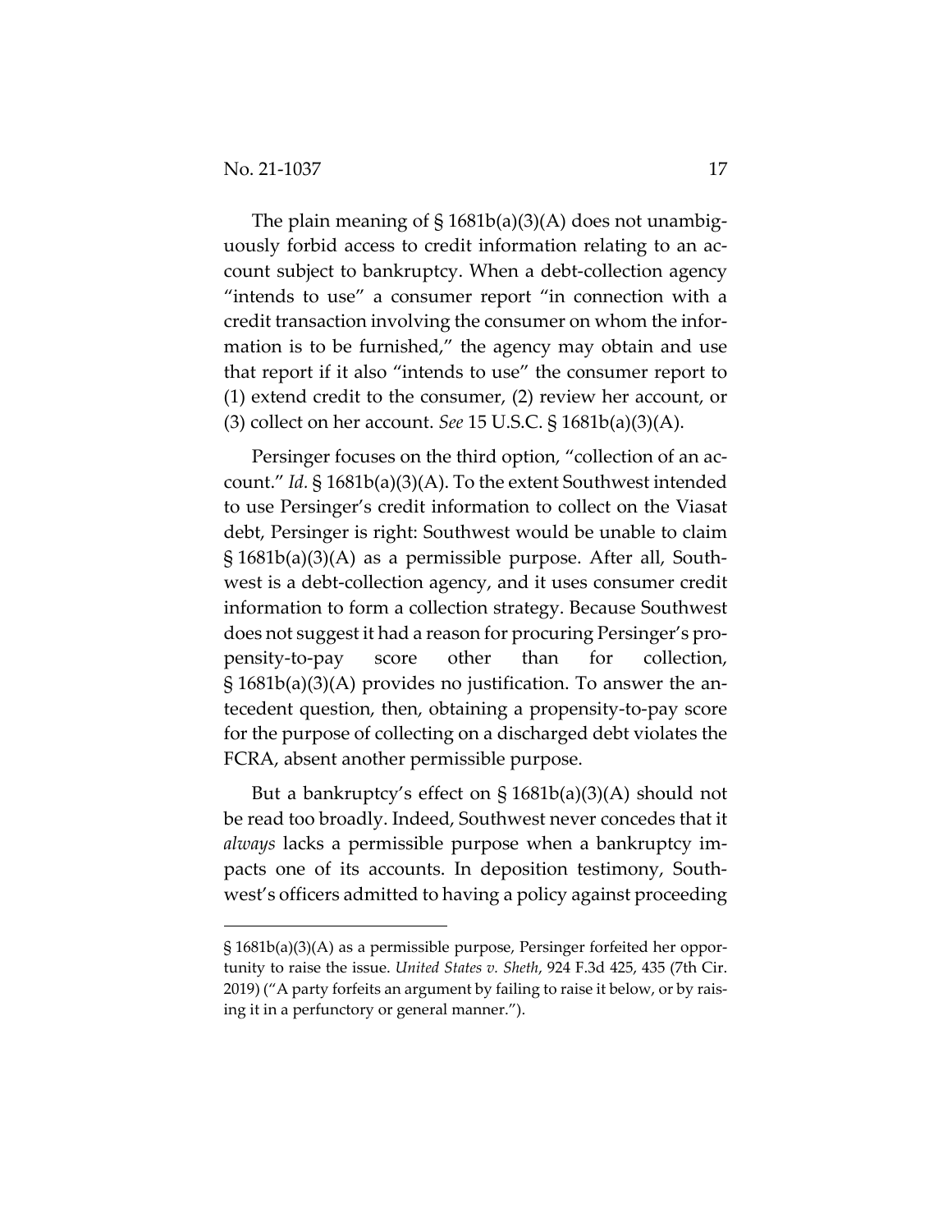The plain meaning of § 1681b(a)(3)(A) does not unambiguously forbid access to credit information relating to an account subject to bankruptcy. When a debt-collection agency "intends to use" a consumer report "in connection with a credit transaction involving the consumer on whom the information is to be furnished," the agency may obtain and use that report if it also "intends to use" the consumer report to (1) extend credit to the consumer, (2) review her account, or (3) collect on her account. *See* 15 U.S.C. § 1681b(a)(3)(A).

Persinger focuses on the third option, "collection of an account." *Id.* § 1681b(a)(3)(A). To the extent Southwest intended to use Persinger's credit information to collect on the Viasat debt, Persinger is right: Southwest would be unable to claim § 1681b(a)(3)(A) as a permissible purpose. After all, Southwest is a debt-collection agency, and it uses consumer credit information to form a collection strategy. Because Southwest does not suggest it had a reason for procuring Persinger's propensity-to-pay score other than for collection, § 1681b(a)(3)(A) provides no justification. To answer the antecedent question, then, obtaining a propensity-to-pay score for the purpose of collecting on a discharged debt violates the FCRA, absent another permissible purpose.

But a bankruptcy's effect on § 1681b(a)(3)(A) should not be read too broadly. Indeed, Southwest never concedes that it *always* lacks a permissible purpose when a bankruptcy impacts one of its accounts. In deposition testimony, Southwest's officers admitted to having a policy against proceeding

---

§ 1681b(a)(3)(A) as a permissible purpose, Persinger forfeited her opportunity to raise the issue. *United States v. Sheth*, 924 F.3d 425, 435 (7th Cir. 2019) ("A party forfeits an argument by failing to raise it below, or by raising it in a perfunctory or general manner.").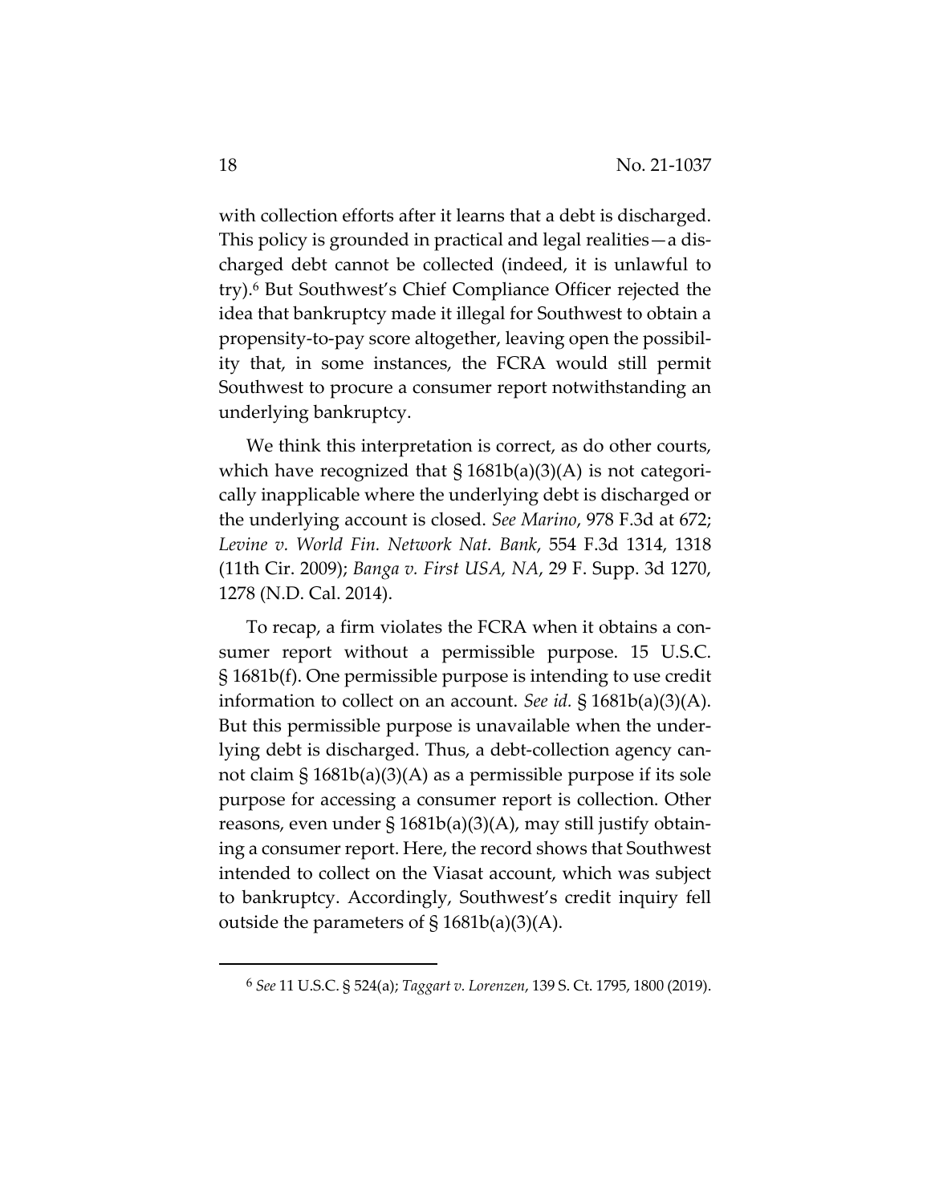with collection efforts after it learns that a debt is discharged. This policy is grounded in practical and legal realities—a discharged debt cannot be collected (indeed, it is unlawful to try).[6] But Southwest's Chief Compliance Officer rejected the idea that bankruptcy made it illegal for Southwest to obtain a propensity-to-pay score altogether, leaving open the possibility that, in some instances, the FCRA would still permit Southwest to procure a consumer report notwithstanding an underlying bankruptcy.

We think this interpretation is correct, as do other courts, which have recognized that § 1681b(a)(3)(A) is not categorically inapplicable where the underlying debt is discharged or the underlying account is closed. *See Marino*, 978 F.3d at 672; *Levine v. World Fin. Network Nat. Bank*, 554 F.3d 1314, 1318 (11th Cir. 2009); *Banga v. First USA, NA*, 29 F. Supp. 3d 1270, 1278 (N.D. Cal. 2014).

To recap, a firm violates the FCRA when it obtains a consumer report without a permissible purpose. 15 U.S.C. § 1681b(f). One permissible purpose is intending to use credit information to collect on an account. *See id.* § 1681b(a)(3)(A). But this permissible purpose is unavailable when the underlying debt is discharged. Thus, a debt-collection agency cannot claim § 1681b(a)(3)(A) as a permissible purpose if its sole purpose for accessing a consumer report is collection. Other reasons, even under § 1681b(a)(3)(A), may still justify obtaining a consumer report. Here, the record shows that Southwest intended to collect on the Viasat account, which was subject to bankruptcy. Accordingly, Southwest's credit inquiry fell outside the parameters of § 1681b(a)(3)(A).

---

[6] *See* 11 U.S.C. § 524(a); *Taggart v. Lorenzen*, 139 S. Ct. 1795, 1800 (2019).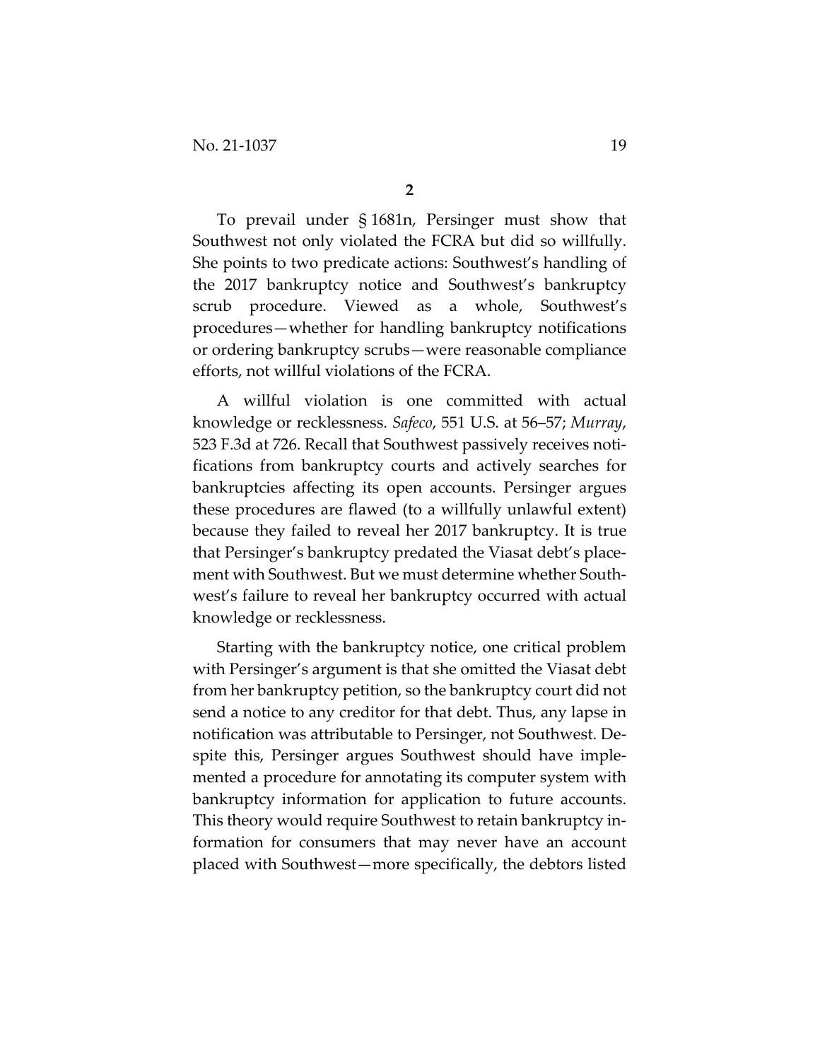**2**

To prevail under § 1681n, Persinger must show that Southwest not only violated the FCRA but did so willfully. She points to two predicate actions: Southwest's handling of the 2017 bankruptcy notice and Southwest's bankruptcy scrub procedure. Viewed as a whole, Southwest's procedures—whether for handling bankruptcy notifications or ordering bankruptcy scrubs—were reasonable compliance efforts, not willful violations of the FCRA.

A willful violation is one committed with actual knowledge or recklessness. *Safeco*, 551 U.S. at 56–57; *Murray*, 523 F.3d at 726. Recall that Southwest passively receives notifications from bankruptcy courts and actively searches for bankruptcies affecting its open accounts. Persinger argues these procedures are flawed (to a willfully unlawful extent) because they failed to reveal her 2017 bankruptcy. It is true that Persinger's bankruptcy predated the Viasat debt's placement with Southwest. But we must determine whether Southwest's failure to reveal her bankruptcy occurred with actual knowledge or recklessness.

Starting with the bankruptcy notice, one critical problem with Persinger's argument is that she omitted the Viasat debt from her bankruptcy petition, so the bankruptcy court did not send a notice to any creditor for that debt. Thus, any lapse in notification was attributable to Persinger, not Southwest. Despite this, Persinger argues Southwest should have implemented a procedure for annotating its computer system with bankruptcy information for application to future accounts. This theory would require Southwest to retain bankruptcy information for consumers that may never have an account placed with Southwest—more specifically, the debtors listed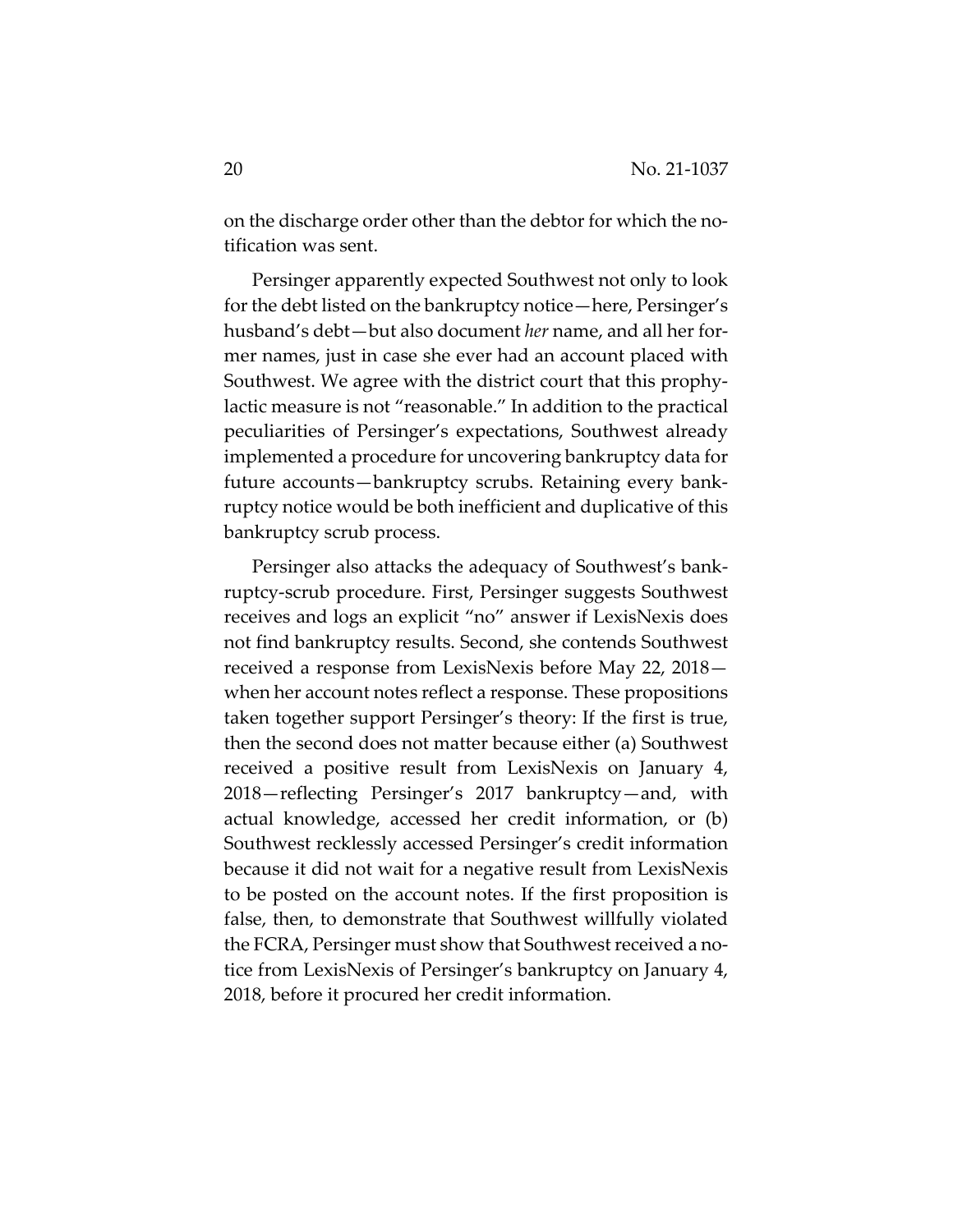on the discharge order other than the debtor for which the notification was sent.

Persinger apparently expected Southwest not only to look for the debt listed on the bankruptcy notice—here, Persinger's husband's debt—but also document *her* name, and all her former names, just in case she ever had an account placed with Southwest. We agree with the district court that this prophylactic measure is not "reasonable." In addition to the practical peculiarities of Persinger's expectations, Southwest already implemented a procedure for uncovering bankruptcy data for future accounts—bankruptcy scrubs. Retaining every bankruptcy notice would be both inefficient and duplicative of this bankruptcy scrub process.

Persinger also attacks the adequacy of Southwest's bankruptcy-scrub procedure. First, Persinger suggests Southwest receives and logs an explicit "no" answer if LexisNexis does not find bankruptcy results. Second, she contends Southwest received a response from LexisNexis before May 22, 2018—when her account notes reflect a response. These propositions taken together support Persinger's theory: If the first is true, then the second does not matter because either (a) Southwest received a positive result from LexisNexis on January 4, 2018—reflecting Persinger's 2017 bankruptcy—and, with actual knowledge, accessed her credit information, or (b) Southwest recklessly accessed Persinger's credit information because it did not wait for a negative result from LexisNexis to be posted on the account notes. If the first proposition is false, then, to demonstrate that Southwest willfully violated the FCRA, Persinger must show that Southwest received a notice from LexisNexis of Persinger's bankruptcy on January 4, 2018, before it procured her credit information.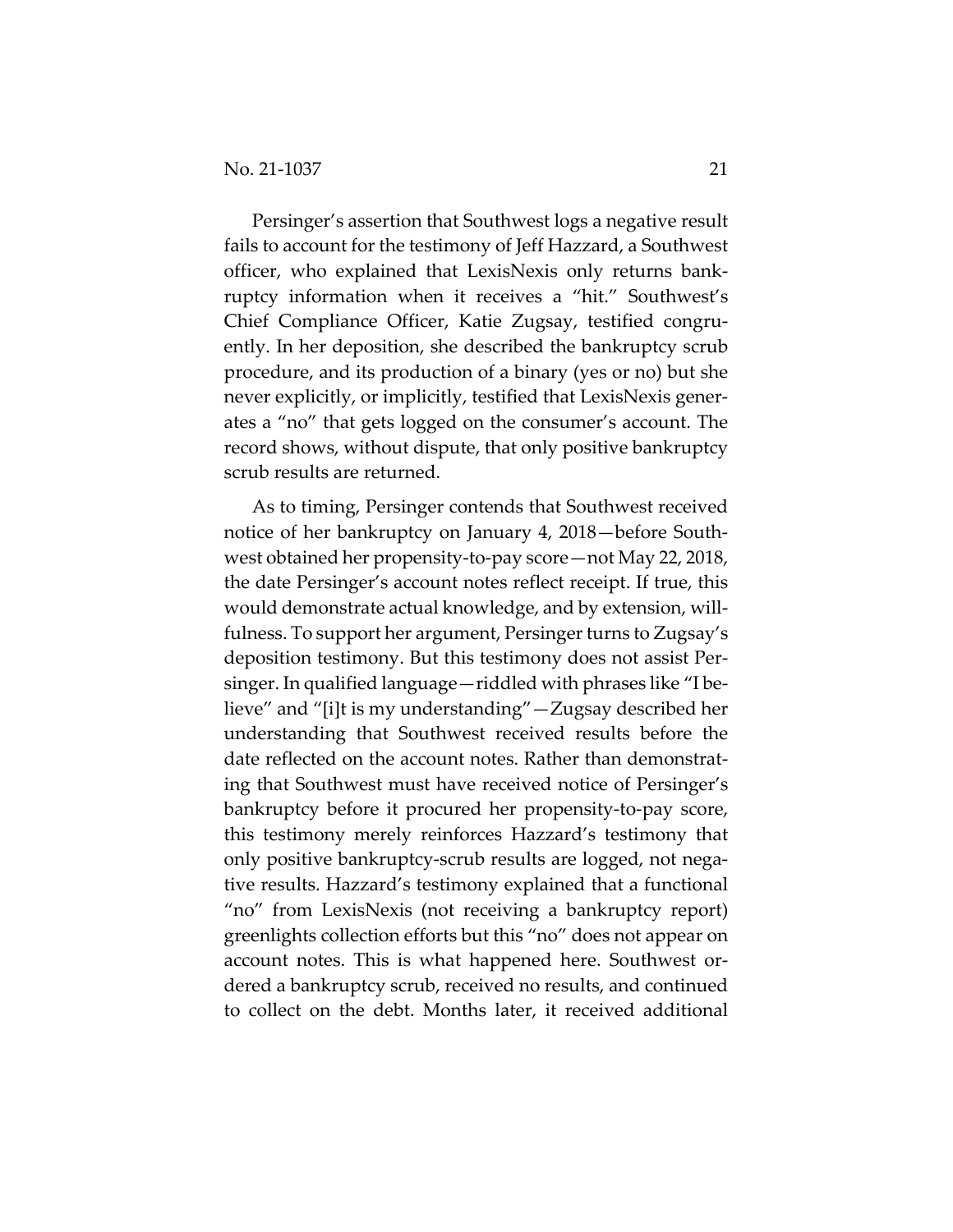Persinger's assertion that Southwest logs a negative result fails to account for the testimony of Jeff Hazzard, a Southwest officer, who explained that LexisNexis only returns bankruptcy information when it receives a "hit." Southwest's Chief Compliance Officer, Katie Zugsay, testified congruently. In her deposition, she described the bankruptcy scrub procedure, and its production of a binary (yes or no) but she never explicitly, or implicitly, testified that LexisNexis generates a "no" that gets logged on the consumer's account. The record shows, without dispute, that only positive bankruptcy scrub results are returned.

As to timing, Persinger contends that Southwest received notice of her bankruptcy on January 4, 2018—before Southwest obtained her propensity-to-pay score—not May 22, 2018, the date Persinger's account notes reflect receipt. If true, this would demonstrate actual knowledge, and by extension, willfulness. To support her argument, Persinger turns to Zugsay's deposition testimony. But this testimony does not assist Persinger. In qualified language—riddled with phrases like "I believe" and "[i]t is my understanding"—Zugsay described her understanding that Southwest received results before the date reflected on the account notes. Rather than demonstrating that Southwest must have received notice of Persinger's bankruptcy before it procured her propensity-to-pay score, this testimony merely reinforces Hazzard's testimony that only positive bankruptcy-scrub results are logged, not negative results. Hazzard's testimony explained that a functional "no" from LexisNexis (not receiving a bankruptcy report) greenlights collection efforts but this "no" does not appear on account notes. This is what happened here. Southwest ordered a bankruptcy scrub, received no results, and continued to collect on the debt. Months later, it received additional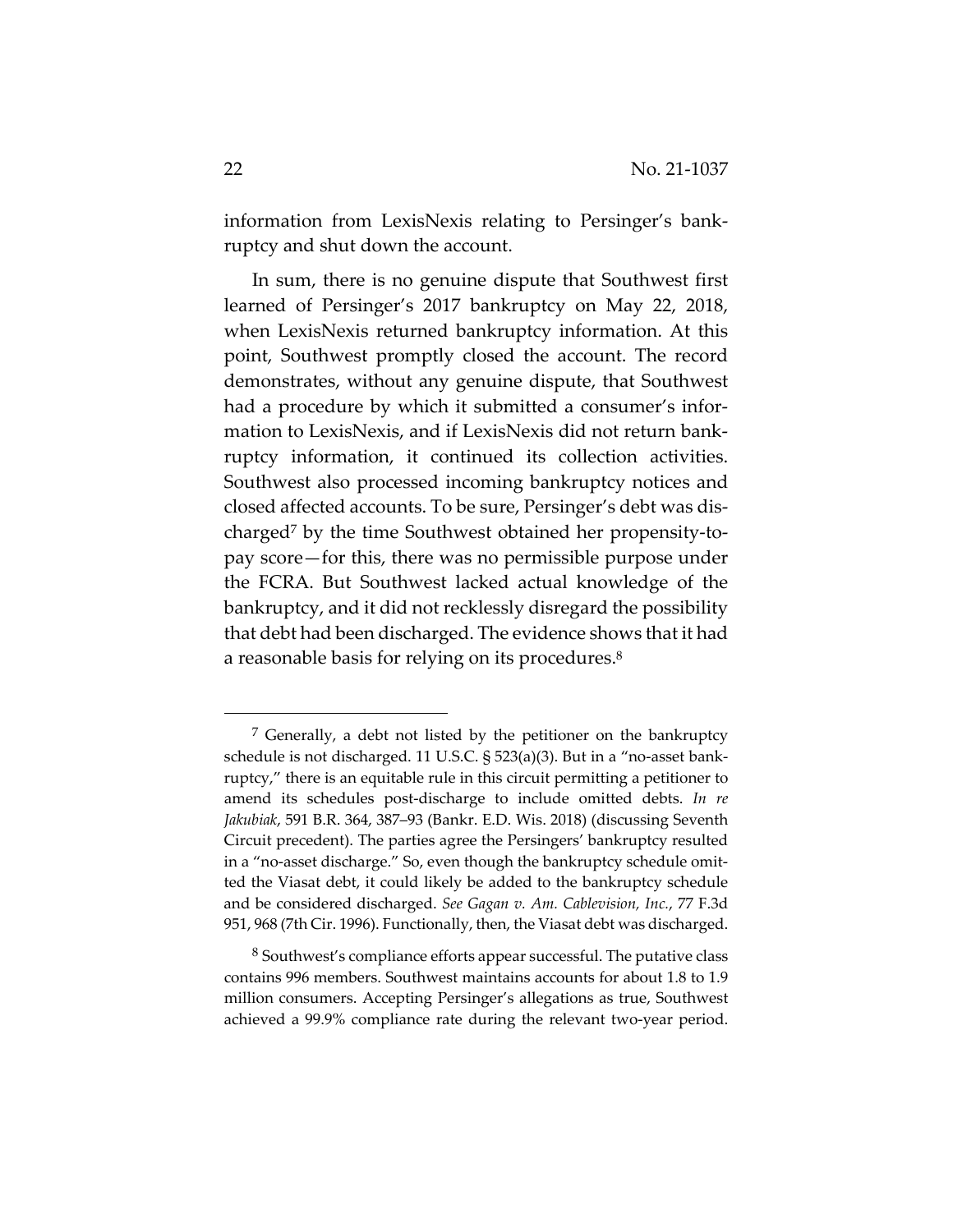information from LexisNexis relating to Persinger's bankruptcy and shut down the account.

In sum, there is no genuine dispute that Southwest first learned of Persinger's 2017 bankruptcy on May 22, 2018, when LexisNexis returned bankruptcy information. At this point, Southwest promptly closed the account. The record demonstrates, without any genuine dispute, that Southwest had a procedure by which it submitted a consumer's information to LexisNexis, and if LexisNexis did not return bankruptcy information, it continued its collection activities. Southwest also processed incoming bankruptcy notices and closed affected accounts. To be sure, Persinger's debt was discharged[7] by the time Southwest obtained her propensity-to-pay score—for this, there was no permissible purpose under the FCRA. But Southwest lacked actual knowledge of the bankruptcy, and it did not recklessly disregard the possibility that debt had been discharged. The evidence shows that it had a reasonable basis for relying on its procedures.[8]

---

[7] Generally, a debt not listed by the petitioner on the bankruptcy schedule is not discharged. 11 U.S.C. § 523(a)(3). But in a "no-asset bankruptcy," there is an equitable rule in this circuit permitting a petitioner to amend its schedules post-discharge to include omitted debts. *In re Jakubiak*, 591 B.R. 364, 387–93 (Bankr. E.D. Wis. 2018) (discussing Seventh Circuit precedent). The parties agree the Persingers' bankruptcy resulted in a "no-asset discharge." So, even though the bankruptcy schedule omitted the Viasat debt, it could likely be added to the bankruptcy schedule and be considered discharged. *See Gagan v. Am. Cablevision, Inc.*, 77 F.3d 951, 968 (7th Cir. 1996). Functionally, then, the Viasat debt was discharged.

[8] Southwest's compliance efforts appear successful. The putative class contains 996 members. Southwest maintains accounts for about 1.8 to 1.9 million consumers. Accepting Persinger's allegations as true, Southwest achieved a 99.9% compliance rate during the relevant two-year period.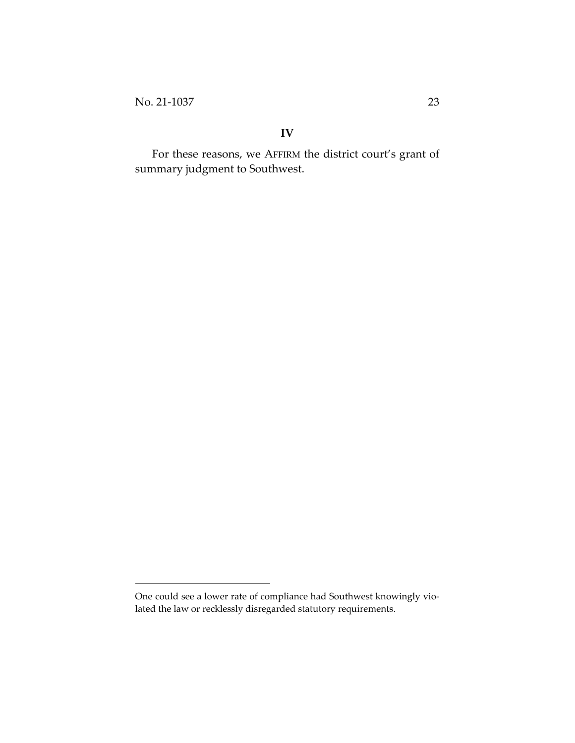## IV

For these reasons, we AFFIRM the district court's grant of summary judgment to Southwest.

---

One could see a lower rate of compliance had Southwest knowingly violated the law or recklessly disregarded statutory requirements.